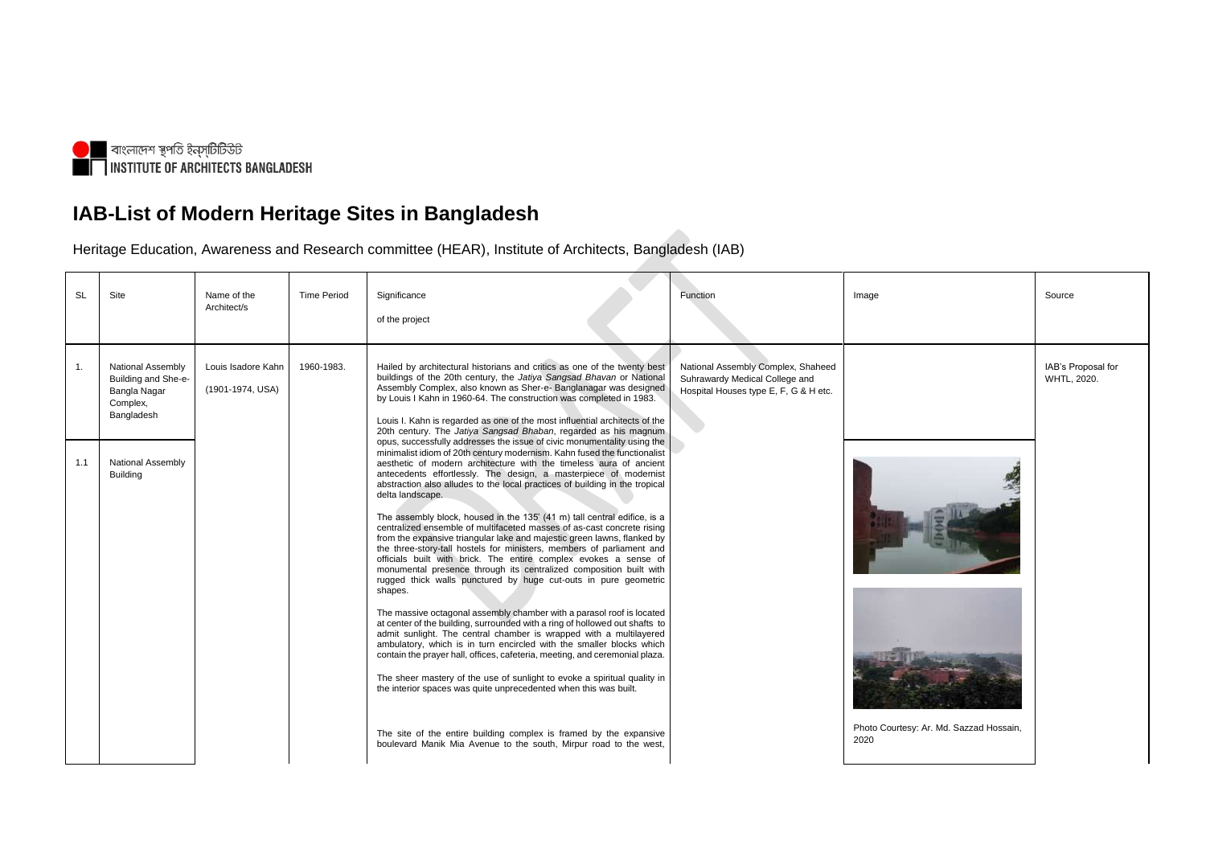বাংলাদেশ স্থপতি ইন্সটিটিউট
INSTITUTE OF ARCHITECTS BANGLADESH

# IAB-List of Modern Heritage Sites in Bangladesh

Heritage Education, Awareness and Research committee (HEAR), Institute of Architects, Bangladesh (IAB)

| SL | Site | Name of the Architect/s | Time Period | Significance of the project | Function | Image | Source |
|---|---|---|---|---|---|---|---|
| 1. | National Assembly Building and She-e-Bangla Nagar Complex, Bangladesh | Louis Isadore Kahn (1901-1974, USA) | 1960-1983. | Hailed by architectural historians and critics as one of the twenty best buildings of the 20th century, the *Jatiya Sangsad Bhavan* or National Assembly Complex, also known as Sher-e- Banglanagar was designed by Louis I Kahn in 1960-64. The construction was completed in 1983.<br><br>Louis I. Kahn is regarded as one of the most influential architects of the 20th century. The *Jatiya Sangsad Bhaban*, regarded as his magnum opus, successfully addresses the issue of civic monumentality using the minimalist idiom of 20th century modernism. Kahn fused the functionalist aesthetic of modern architecture with the timeless aura of ancient antecedents effortlessly. The design, a masterpiece of modernist abstraction also alludes to the local practices of building in the tropical delta landscape. | National Assembly Complex, Shaheed Suhrawardy Medical College and Hospital Houses type E, F, G & H etc. | | IAB's Proposal for WHTL, 2020. |
| 1.1 | National Assembly Building | | | The assembly block, housed in the 135' (41 m) tall central edifice, is a centralized ensemble of multifaceted masses of as-cast concrete rising from the expansive triangular lake and majestic green lawns, flanked by the three-story-tall hostels for ministers, members of parliament and officials built with brick. The entire complex evokes a sense of monumental presence through its centralized composition built with rugged thick walls punctured by huge cut-outs in pure geometric shapes.<br><br>The massive octagonal assembly chamber with a parasol roof is located at center of the building, surrounded with a ring of hollowed out shafts to admit sunlight. The central chamber is wrapped with a multilayered ambulatory, which is in turn encircled with the smaller blocks which contain the prayer hall, offices, cafeteria, meeting, and ceremonial plaza.<br><br>The sheer mastery of the use of sunlight to evoke a spiritual quality in the interior spaces was quite unprecedented when this was built.<br><br>The site of the entire building complex is framed by the expansive boulevard Manik Mia Avenue to the south, Mirpur road to the west, | | Photo Courtesy: Ar. Md. Sazzad Hossain, 2020 | |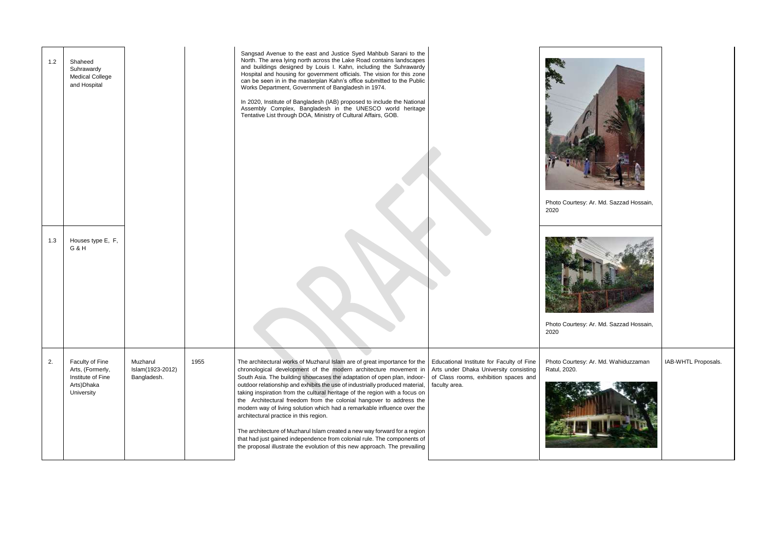| | | | | | | | |
|---|---|---|---|---|---|---|---|
| 1.2 | Shaheed Suhrawardy Medical College and Hospital | | | Sangsad Avenue to the east and Justice Syed Mahbub Sarani to the North. The area lying north across the Lake Road contains landscapes and buildings designed by Louis I. Kahn, including the Suhrawardy Hospital and housing for government officials. The vision for this zone can be seen in in the masterplan Kahn's office submitted to the Public Works Department, Government of Bangladesh in 1974.<br><br>In 2020, Institute of Bangladesh (IAB) proposed to include the National Assembly Complex, Bangladesh in the UNESCO world heritage Tentative List through DOA, Ministry of Cultural Affairs, GOB. | | Photo Courtesy: Ar. Md. Sazzad Hossain, 2020 | |
| 1.3 | Houses type E, F, G & H | | | | | Photo Courtesy: Ar. Md. Sazzad Hossain, 2020 | |
| 2. | Faculty of Fine Arts, (Formerly, Institute of Fine Arts)Dhaka University | Muzharul Islam(1923-2012) Bangladesh. | 1955 | The architectural works of Muzharul Islam are of great importance for the chronological development of the modern architecture movement in South Asia. The building showcases the adaptation of open plan, indoor-outdoor relationship and exhibits the use of industrially produced material, taking inspiration from the cultural heritage of the region with a focus on the Architectural freedom from the colonial hangover to address the modern way of living solution which had a remarkable influence over the architectural practice in this region.<br><br>The architecture of Muzharul Islam created a new way forward for a region that had just gained independence from colonial rule. The components of the proposal illustrate the evolution of this new approach. The prevailing | Educational Institute for Faculty of Fine Arts under Dhaka University consisting of Class rooms, exhibition spaces and faculty area. | Photo Courtesy: Ar. Md. Wahiduzzaman Ratul, 2020. | IAB-WHTL Proposals. |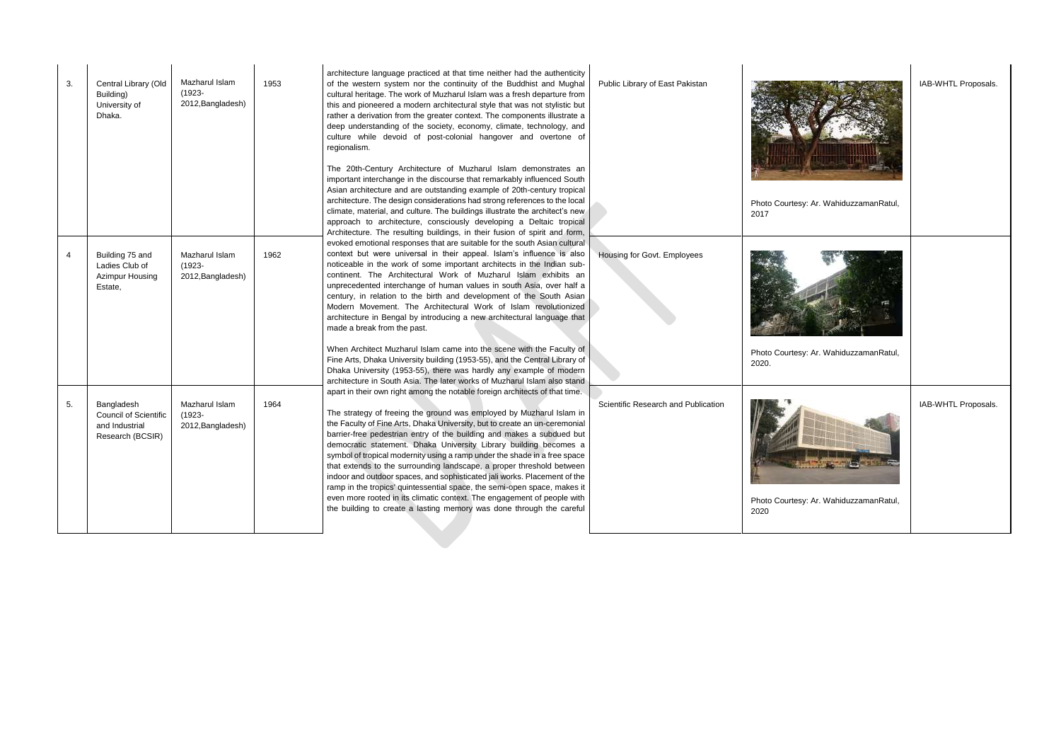| | | | | | | | |
|---|---|---|---|---|---|---|---|
| 3. | Central Library (Old Building) University of Dhaka. | Mazharul Islam (1923-2012,Bangladesh) | 1953 | architecture language practiced at that time neither had the authenticity of the western system nor the continuity of the Buddhist and Mughal cultural heritage. The work of Muzharul Islam was a fresh departure from this and pioneered a modern architectural style that was not stylistic but rather a derivation from the greater context. The components illustrate a deep understanding of the society, economy, climate, technology, and culture while devoid of post-colonial hangover and overtone of regionalism.<br><br>The 20th-Century Architecture of Muzharul Islam demonstrates an important interchange in the discourse that remarkably influenced South Asian architecture and are outstanding example of 20th-century tropical architecture. The design considerations had strong references to the local climate, material, and culture. The buildings illustrate the architect's new approach to architecture, consciously developing a Deltaic tropical Architecture. The resulting buildings, in their fusion of spirit and form, evoked emotional responses that are suitable for the south Asian cultural context but were universal in their appeal. Islam's influence is also noticeable in the work of some important architects in the Indian sub-continent. The Architectural Work of Muzharul Islam exhibits an unprecedented interchange of human values in south Asia, over half a century, in relation to the birth and development of the South Asian Modern Movement. The Architectural Work of Islam revolutionized architecture in Bengal by introducing a new architectural language that made a break from the past.<br><br>When Architect Muzharul Islam came into the scene with the Faculty of Fine Arts, Dhaka University building (1953-55), and the Central Library of Dhaka University (1953-55), there was hardly any example of modern architecture in South Asia. The later works of Muzharul Islam also stand apart in their own right among the notable foreign architects of that time.<br><br>The strategy of freeing the ground was employed by Muzharul Islam in the Faculty of Fine Arts, Dhaka University, but to create an un-ceremonial barrier-free pedestrian entry of the building and makes a subdued but democratic statement. Dhaka University Library building becomes a symbol of tropical modernity using a ramp under the shade in a free space that extends to the surrounding landscape, a proper threshold between indoor and outdoor spaces, and sophisticated jali works. Placement of the ramp in the tropics' quintessential space, the semi-open space, makes it even more rooted in its climatic context. The engagement of people with the building to create a lasting memory was done through the careful | Public Library of East Pakistan | Photo Courtesy: Ar. WahiduzzamanRatul, 2017 | IAB-WHTL Proposals. |
| 4 | Building 75 and Ladies Club of Azimpur Housing Estate, | Mazharul Islam (1923-2012,Bangladesh) | 1962 | | Housing for Govt. Employees | Photo Courtesy: Ar. WahiduzzamanRatul, 2020. | |
| 5. | Bangladesh Council of Scientific and Industrial Research (BCSIR) | Mazharul Islam (1923-2012,Bangladesh) | 1964 | | Scientific Research and Publication | Photo Courtesy: Ar. WahiduzzamanRatul, 2020 | IAB-WHTL Proposals. |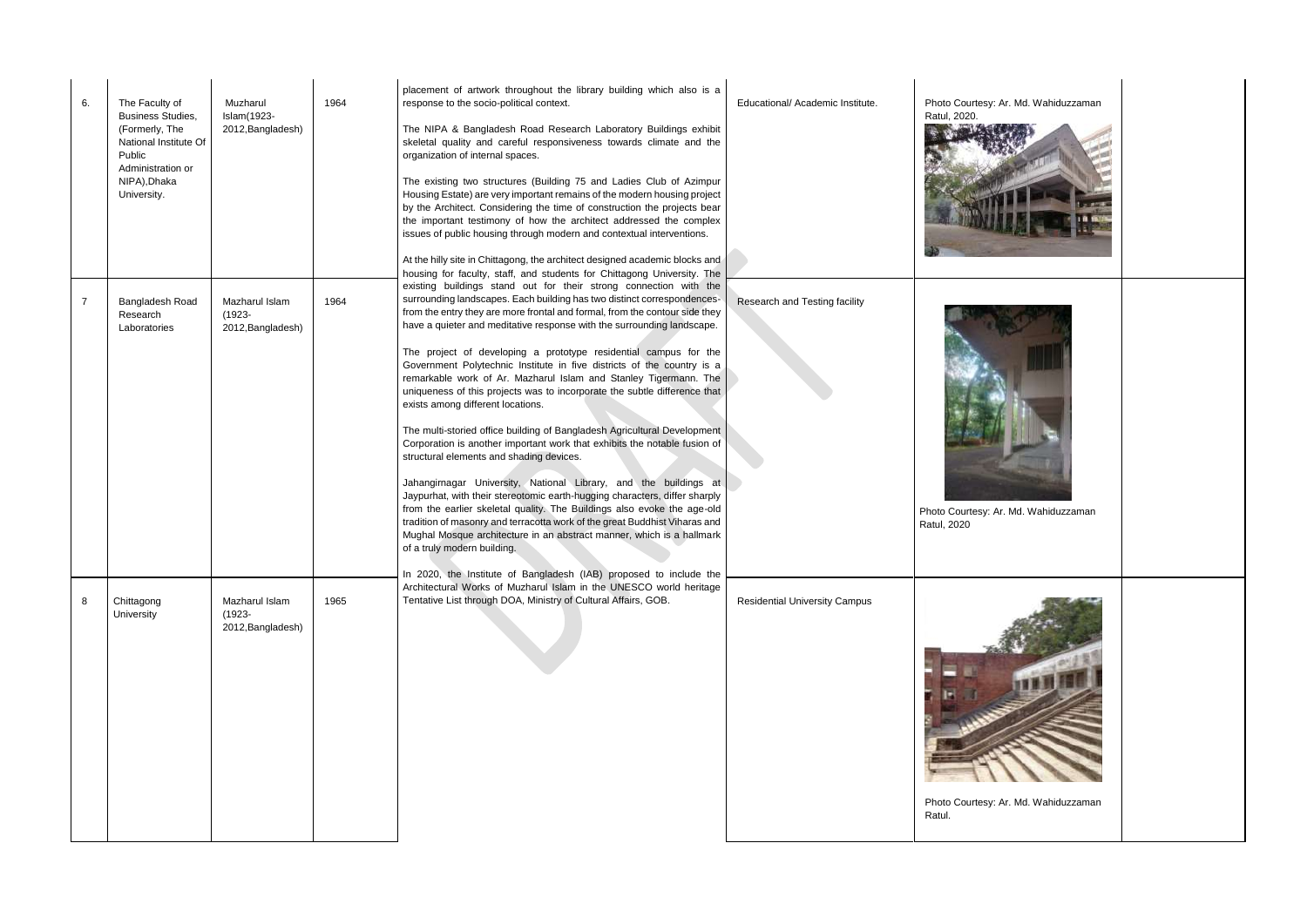| | | | | | | | |
|---|---|---|---|---|---|---|---|
| 6. | The Faculty of Business Studies, (Formerly, The National Institute Of Public Administration or NIPA),Dhaka University. | Muzharul Islam(1923-2012,Bangladesh) | 1964 | placement of artwork throughout the library building which also is a response to the socio-political context.<br><br>The NIPA & Bangladesh Road Research Laboratory Buildings exhibit skeletal quality and careful responsiveness towards climate and the organization of internal spaces.<br><br>The existing two structures (Building 75 and Ladies Club of Azimpur Housing Estate) are very important remains of the modern housing project by the Architect. Considering the time of construction the projects bear the important testimony of how the architect addressed the complex issues of public housing through modern and contextual interventions.<br><br>At the hilly site in Chittagong, the architect designed academic blocks and housing for faculty, staff, and students for Chittagong University. The existing buildings stand out for their strong connection with the surrounding landscapes. Each building has two distinct correspondences- from the entry they are more frontal and formal, from the contour side they have a quieter and meditative response with the surrounding landscape.<br><br>The project of developing a prototype residential campus for the Government Polytechnic Institute in five districts of the country is a remarkable work of Ar. Mazharul Islam and Stanley Tigermann. The uniqueness of this projects was to incorporate the subtle difference that exists among different locations.<br><br>The multi-storied office building of Bangladesh Agricultural Development Corporation is another important work that exhibits the notable fusion of structural elements and shading devices.<br><br>Jahangirnagar University, National Library, and the buildings at Jaypurhat, with their stereotomic earth-hugging characters, differ sharply from the earlier skeletal quality. The Buildings also evoke the age-old tradition of masonry and terracotta work of the great Buddhist Viharas and Mughal Mosque architecture in an abstract manner, which is a hallmark of a truly modern building.<br><br>In 2020, the Institute of Bangladesh (IAB) proposed to include the Architectural Works of Muzharul Islam in the UNESCO world heritage Tentative List through DOA, Ministry of Cultural Affairs, GOB. | Educational/ Academic Institute. | Photo Courtesy: Ar. Md. Wahiduzzaman Ratul, 2020. | |
| 7 | Bangladesh Road Research Laboratories | Mazharul Islam (1923-2012,Bangladesh) | 1964 | | Research and Testing facility | Photo Courtesy: Ar. Md. Wahiduzzaman Ratul, 2020 | |
| 8 | Chittagong University | Mazharul Islam (1923-2012,Bangladesh) | 1965 | | Residential University Campus | Photo Courtesy: Ar. Md. Wahiduzzaman Ratul. | |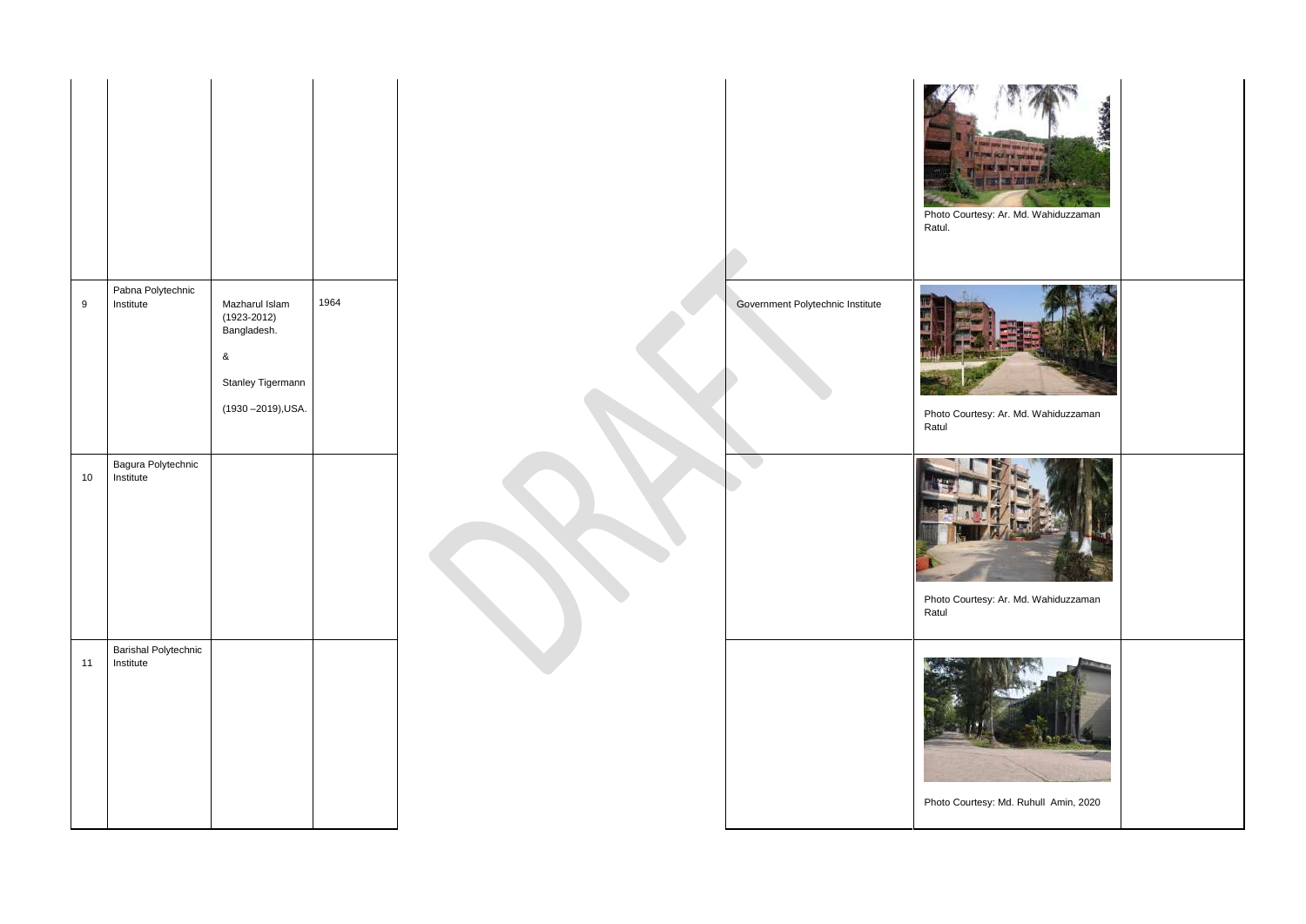|  |  |  |  |  |  |  |
|---|---|---|---|---|---|---|
|  |  |  |  |  | Photo Courtesy: Ar. Md. Wahiduzzaman Ratul. |  |
| 9 | Pabna Polytechnic Institute | Mazharul Islam (1923-2012) Bangladesh. & Stanley Tigermann (1930 –2019),USA. | 1964 | Government Polytechnic Institute | Photo Courtesy: Ar. Md. Wahiduzzaman Ratul |  |
| 10 | Bagura Polytechnic Institute |  |  |  | Photo Courtesy: Ar. Md. Wahiduzzaman Ratul |  |
| 11 | Barishal Polytechnic Institute |  |  |  | Photo Courtesy: Md. Ruhull Amin, 2020 |  |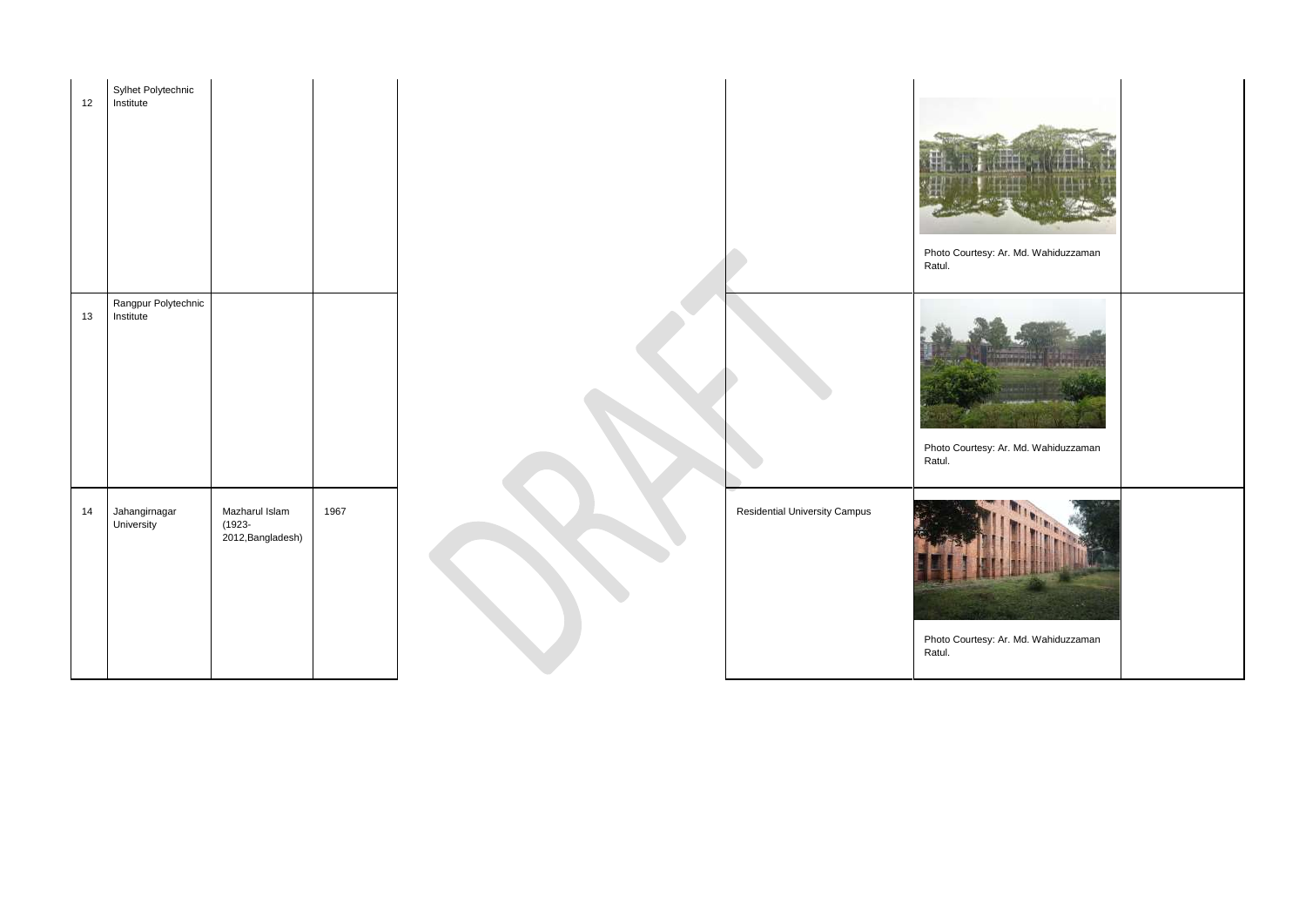| | | | | | | | |
|---|---|---|---|---|---|---|---|
| 12 | Sylhet Polytechnic Institute | | | | | Photo Courtesy: Ar. Md. Wahiduzzaman Ratul. | |
| 13 | Rangpur Polytechnic Institute | | | | | Photo Courtesy: Ar. Md. Wahiduzzaman Ratul. | |
| 14 | Jahangirnagar University | Mazharul Islam (1923-2012,Bangladesh) | 1967 | | Residential University Campus | Photo Courtesy: Ar. Md. Wahiduzzaman Ratul. | |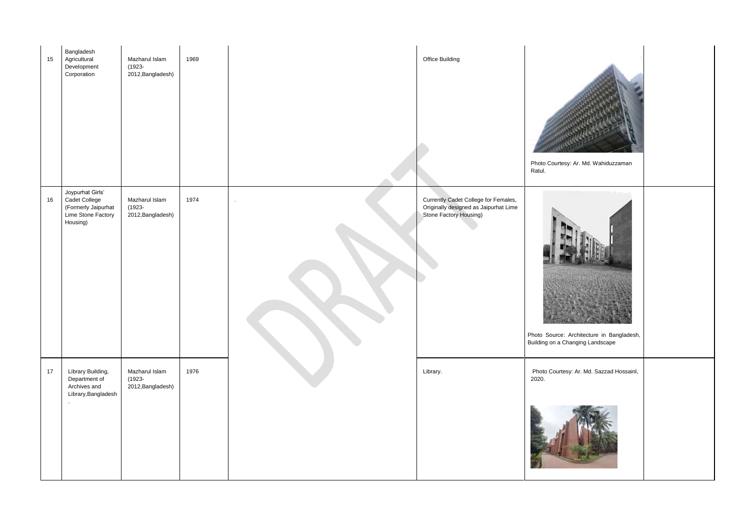| 15 | Bangladesh Agricultural Development Corporation | Mazharul Islam (1923-2012,Bangladesh) | 1969 | | Office Building | Photo Courtesy: Ar. Md. Wahiduzzaman Ratul. | |
|---|---|---|---|---|---|---|---|
| 16 | Joypurhat Girls' Cadet College (Formerly Jaipurhat Lime Stone Factory Housing) | Mazharul Islam (1923-2012,Bangladesh) | 1974 | . | Currently Cadet College for Females, Originally designed as Jaipurhat Lime Stone Factory Housing) | Photo Source: Architecture in Bangladesh, Building on a Changing Landscape | |
| 17 | Library Building, Department of Archives and Library,Bangladesh . | Mazharul Islam (1923-2012,Bangladesh) | 1976 | | Library. | Photo Courtesy: Ar. Md. Sazzad Hossainl, 2020. | |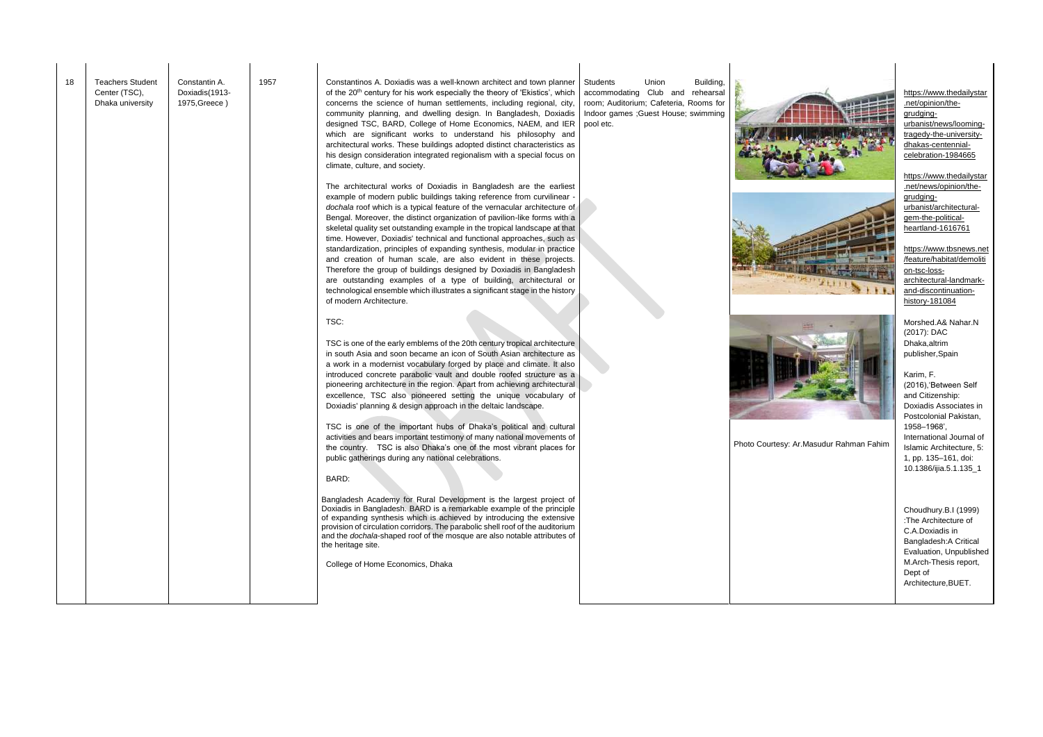| 18 | Teachers Student Center (TSC), Dhaka university | Constantin A. Doxiadis(1913-1975,Greece ) | 1957 | Constantinos A. Doxiadis was a well-known architect and town planner of the 20[th] century for his work especially the theory of 'Ekistics', which concerns the science of human settlements, including regional, city, community planning, and dwelling design. In Bangladesh, Doxiadis designed TSC, BARD, College of Home Economics, NAEM, and IER which are significant works to understand his philosophy and architectural works. These buildings adopted distinct characteristics as his design consideration integrated regionalism with a special focus on climate, culture, and society.<br><br>The architectural works of Doxiadis in Bangladesh are the earliest example of modern public buildings taking reference from curvilinear - *dochala* roof which is a typical feature of the vernacular architecture of Bengal. Moreover, the distinct organization of pavilion-like forms with a skeletal quality set outstanding example in the tropical landscape at that time. However, Doxiadis' technical and functional approaches, such as standardization, principles of expanding synthesis, modular in practice and creation of human scale, are also evident in these projects. Therefore the group of buildings designed by Doxiadis in Bangladesh are outstanding examples of a type of building, architectural or technological ensemble which illustrates a significant stage in the history of modern Architecture.<br><br>TSC:<br><br>TSC is one of the early emblems of the 20th century tropical architecture in south Asia and soon became an icon of South Asian architecture as a work in a modernist vocabulary forged by place and climate. It also introduced concrete parabolic vault and double roofed structure as a pioneering architecture in the region. Apart from achieving architectural excellence, TSC also pioneered setting the unique vocabulary of Doxiadis' planning & design approach in the deltaic landscape.<br><br>TSC is one of the important hubs of Dhaka's political and cultural activities and bears important testimony of many national movements of the country. TSC is also Dhaka's one of the most vibrant places for public gatherings during any national celebrations.<br><br>BARD:<br><br>Bangladesh Academy for Rural Development is the largest project of Doxiadis in Bangladesh. BARD is a remarkable example of the principle of expanding synthesis which is achieved by introducing the extensive provision of circulation corridors. The parabolic shell roof of the auditorium and the *dochala*-shaped roof of the mosque are also notable attributes of the heritage site.<br><br>College of Home Economics, Dhaka | Students Union Building, accommodating Club and rehearsal room; Auditorium; Cafeteria, Rooms for Indoor games ;Guest House; swimming pool etc. | Photo Courtesy: Ar.Masudur Rahman Fahim | https://www.thedailystar.net/opinion/the-grudging-urbanist/news/looming-tragedy-the-university-dhakas-centennial-celebration-1984665<br><br>https://www.thedailystar.net/news/opinion/the-grudging-urbanist/architectural-gem-the-political-heartland-1616761<br><br>https://www.tbsnews.net/feature/habitat/demolition-tsc-loss-architectural-landmark-and-discontinuation-history-181084<br><br>Morshed.A& Nahar.N (2017): DAC Dhaka,altrim publisher,Spain<br><br>Karim, F. (2016),'Between Self and Citizenship: Doxiadis Associates in Postcolonial Pakistan, 1958–1968', International Journal of Islamic Architecture, 5: 1, pp. 135–161, doi: 10.1386/ijia.5.1.135_1<br><br>Choudhury.B.I (1999) :The Architecture of C.A.Doxiadis in Bangladesh:A Critical Evaluation, Unpublished M.Arch-Thesis report, Dept of Architecture,BUET. |
|---|---|---|---|---|---|---|---|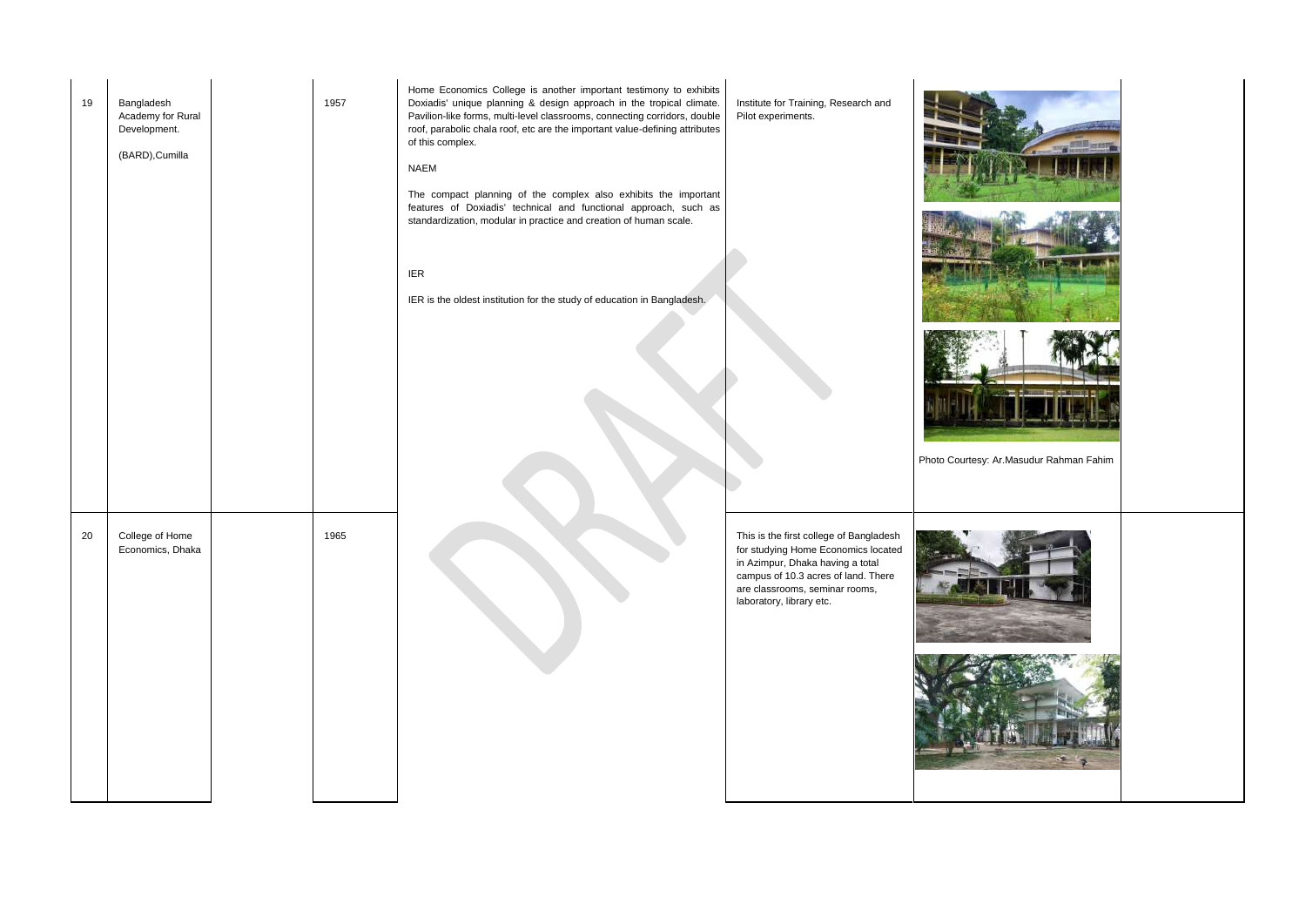| 19 | Bangladesh Academy for Rural Development.<br><br>(BARD),Cumilla | | 1957 | Home Economics College is another important testimony to exhibits Doxiadis' unique planning & design approach in the tropical climate. Pavilion-like forms, multi-level classrooms, connecting corridors, double roof, parabolic chala roof, etc are the important value-defining attributes of this complex.<br><br>NAEM<br><br>The compact planning of the complex also exhibits the important features of Doxiadis' technical and functional approach, such as standardization, modular in practice and creation of human scale.<br><br>IER<br><br>IER is the oldest institution for the study of education in Bangladesh. | Institute for Training, Research and Pilot experiments. | Photo Courtesy: Ar.Masudur Rahman Fahim | |
|---|---|---|---|---|---|---|---|
| 20 | College of Home Economics, Dhaka | | 1965 | | This is the first college of Bangladesh for studying Home Economics located in Azimpur, Dhaka having a total campus of 10.3 acres of land. There are classrooms, seminar rooms, laboratory, library etc. | | |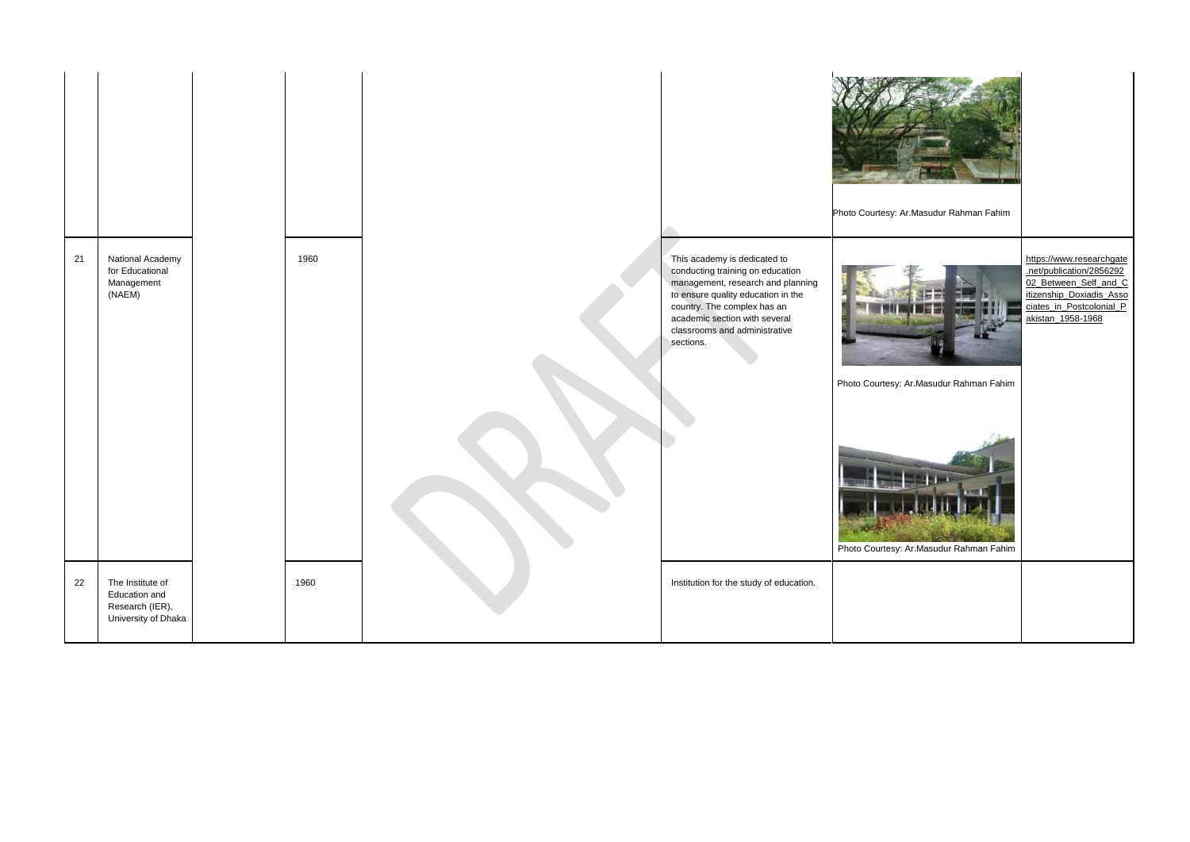| | | | | | | | |
|---|---|---|---|---|---|---|---|
| | | | | | | Photo Courtesy: Ar.Masudur Rahman Fahim | |
| 21 | National Academy for Educational Management (NAEM) | | 1960 | | This academy is dedicated to conducting training on education management, research and planning to ensure quality education in the country. The complex has an academic section with several classrooms and administrative sections. | Photo Courtesy: Ar.Masudur Rahman Fahim<br><br>Photo Courtesy: Ar.Masudur Rahman Fahim | https://www.researchgate.net/publication/285629202_Between_Self_and_Citizenship_Doxiadis_Associates_in_Postcolonial_Pakistan_1958-1968 |
| 22 | The Institute of Education and Research (IER), University of Dhaka | | 1960 | | Institution for the study of education. | | |